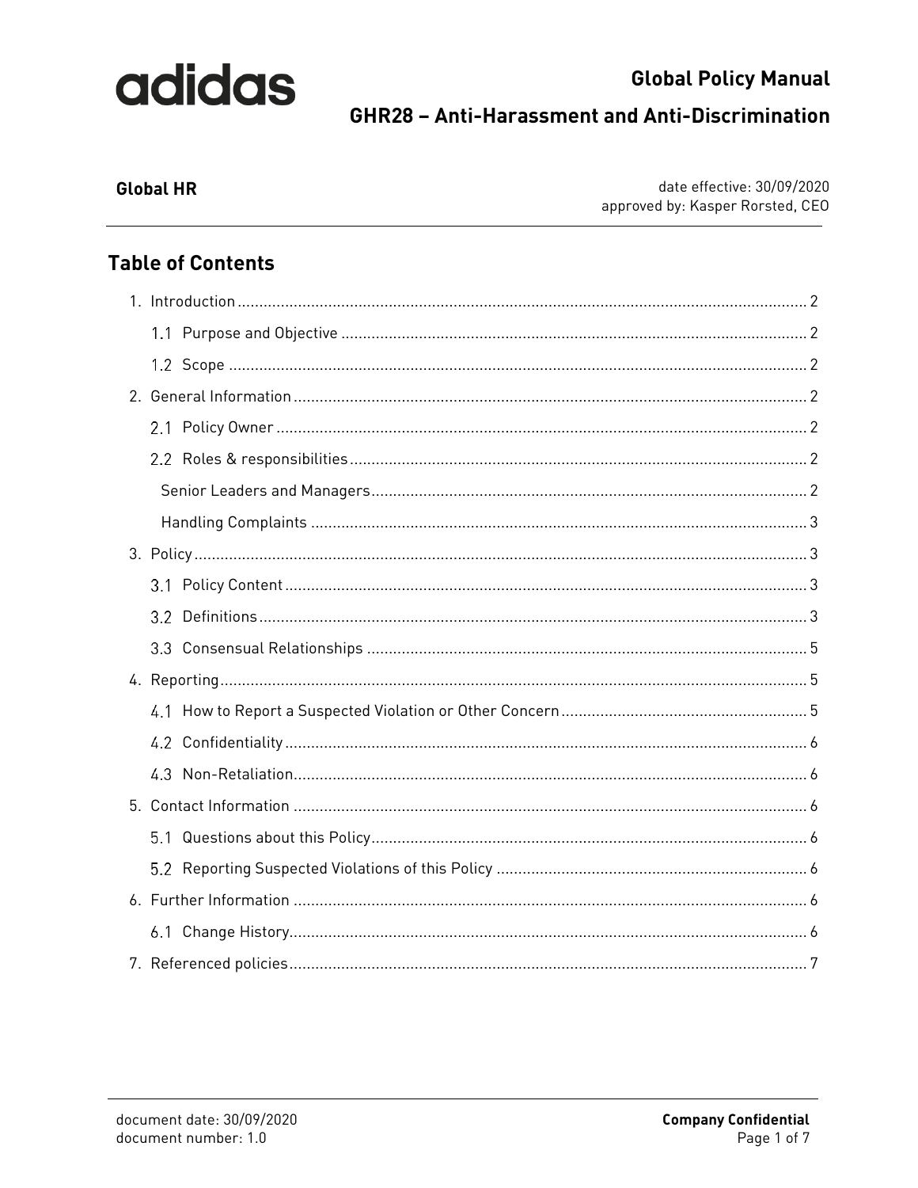adidas

# Global Policy Manual

## GHR28 – Anti-Harassment and Anti-Discrimination

**Global HR**

date effective: 30/09/2020
approved by: Kasper Rorsted, CEO

## Table of Contents

1. Introduction ........ 2
   - 1.1 Purpose and Objective ........ 2
   - 1.2 Scope ........ 2
2. General Information ........ 2
   - 2.1 Policy Owner ........ 2
   - 2.2 Roles & responsibilities ........ 2
     - Senior Leaders and Managers ........ 2
     - Handling Complaints ........ 3
3. Policy ........ 3
   - 3.1 Policy Content ........ 3
   - 3.2 Definitions ........ 3
   - 3.3 Consensual Relationships ........ 5
4. Reporting ........ 5
   - 4.1 How to Report a Suspected Violation or Other Concern ........ 5
   - 4.2 Confidentiality ........ 6
   - 4.3 Non-Retaliation ........ 6
5. Contact Information ........ 6
   - 5.1 Questions about this Policy ........ 6
   - 5.2 Reporting Suspected Violations of this Policy ........ 6
6. Further Information ........ 6
   - 6.1 Change History ........ 6
7. Referenced policies ........ 7

document date: 30/09/2020
document number: 1.0

**Company Confidential**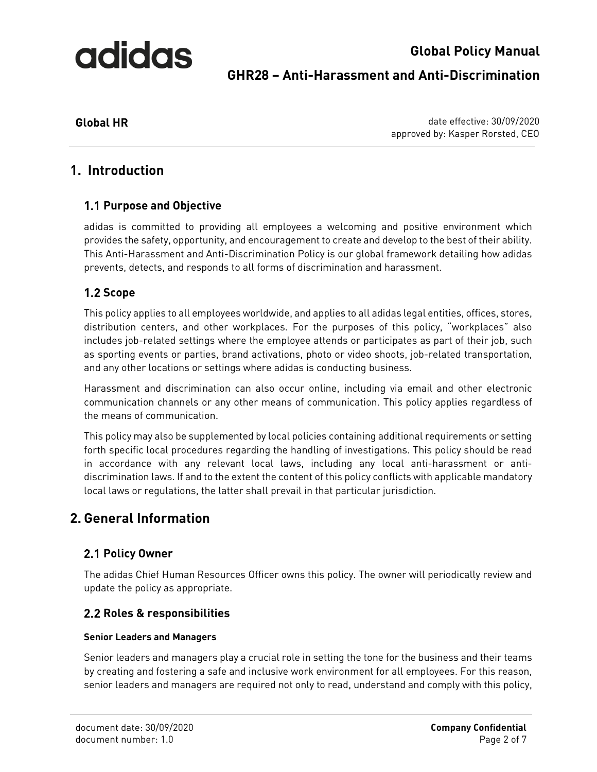# 1. Introduction

## 1.1 Purpose and Objective

adidas is committed to providing all employees a welcoming and positive environment which provides the safety, opportunity, and encouragement to create and develop to the best of their ability. This Anti-Harassment and Anti-Discrimination Policy is our global framework detailing how adidas prevents, detects, and responds to all forms of discrimination and harassment.

## 1.2 Scope

This policy applies to all employees worldwide, and applies to all adidas legal entities, offices, stores, distribution centers, and other workplaces. For the purposes of this policy, "workplaces" also includes job-related settings where the employee attends or participates as part of their job, such as sporting events or parties, brand activations, photo or video shoots, job-related transportation, and any other locations or settings where adidas is conducting business.

Harassment and discrimination can also occur online, including via email and other electronic communication channels or any other means of communication. This policy applies regardless of the means of communication.

This policy may also be supplemented by local policies containing additional requirements or setting forth specific local procedures regarding the handling of investigations. This policy should be read in accordance with any relevant local laws, including any local anti-harassment or anti-discrimination laws. If and to the extent the content of this policy conflicts with applicable mandatory local laws or regulations, the latter shall prevail in that particular jurisdiction.

# 2. General Information

## 2.1 Policy Owner

The adidas Chief Human Resources Officer owns this policy. The owner will periodically review and update the policy as appropriate.

## 2.2 Roles & responsibilities

**Senior Leaders and Managers**

Senior leaders and managers play a crucial role in setting the tone for the business and their teams by creating and fostering a safe and inclusive work environment for all employees. For this reason, senior leaders and managers are required not only to read, understand and comply with this policy,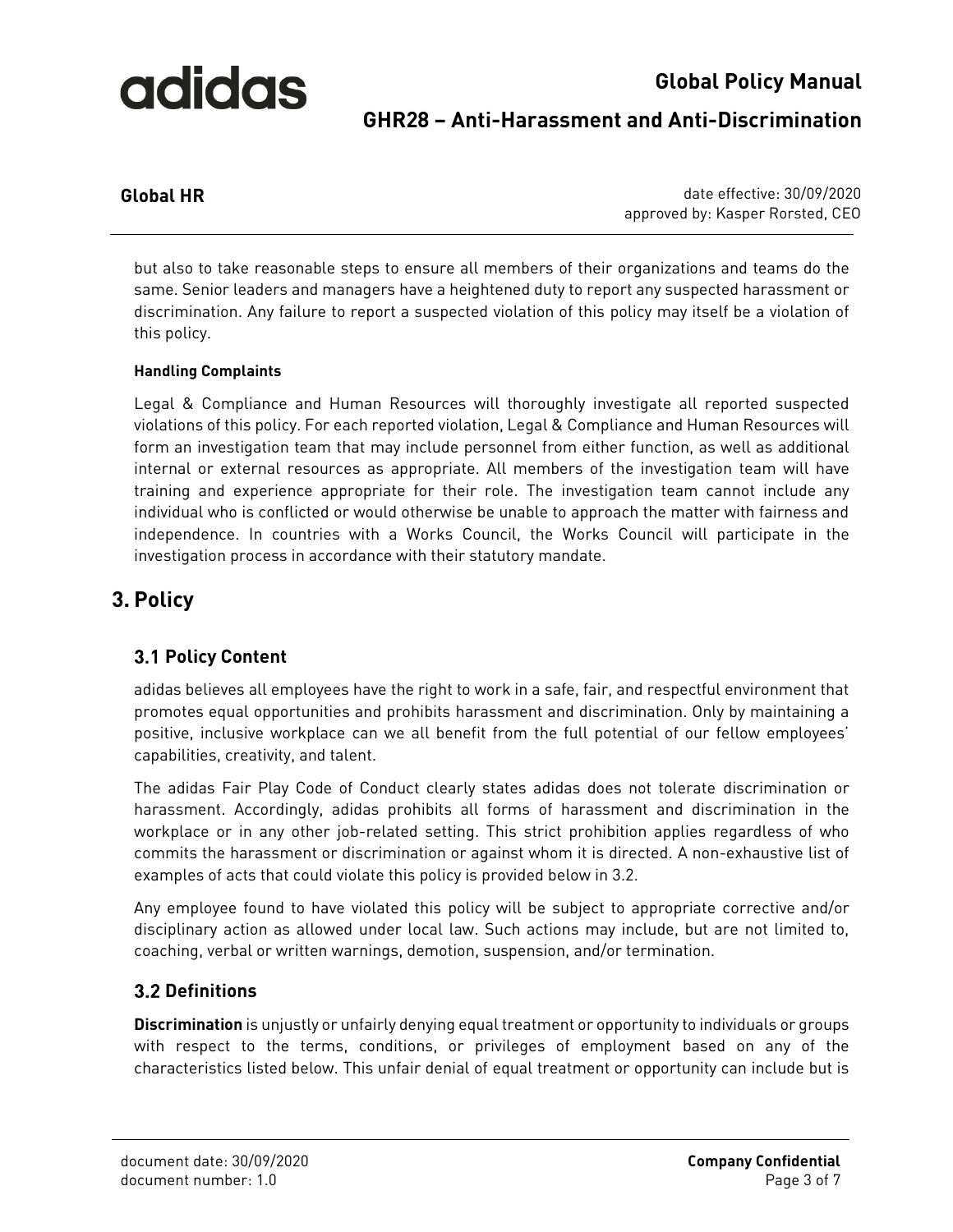but also to take reasonable steps to ensure all members of their organizations and teams do the same. Senior leaders and managers have a heightened duty to report any suspected harassment or discrimination. Any failure to report a suspected violation of this policy may itself be a violation of this policy.

#### Handling Complaints

Legal & Compliance and Human Resources will thoroughly investigate all reported suspected violations of this policy. For each reported violation, Legal & Compliance and Human Resources will form an investigation team that may include personnel from either function, as well as additional internal or external resources as appropriate. All members of the investigation team will have training and experience appropriate for their role. The investigation team cannot include any individual who is conflicted or would otherwise be unable to approach the matter with fairness and independence. In countries with a Works Council, the Works Council will participate in the investigation process in accordance with their statutory mandate.

## 3. Policy

### 3.1 Policy Content

adidas believes all employees have the right to work in a safe, fair, and respectful environment that promotes equal opportunities and prohibits harassment and discrimination. Only by maintaining a positive, inclusive workplace can we all benefit from the full potential of our fellow employees' capabilities, creativity, and talent.

The adidas Fair Play Code of Conduct clearly states adidas does not tolerate discrimination or harassment. Accordingly, adidas prohibits all forms of harassment and discrimination in the workplace or in any other job-related setting. This strict prohibition applies regardless of who commits the harassment or discrimination or against whom it is directed. A non-exhaustive list of examples of acts that could violate this policy is provided below in 3.2.

Any employee found to have violated this policy will be subject to appropriate corrective and/or disciplinary action as allowed under local law. Such actions may include, but are not limited to, coaching, verbal or written warnings, demotion, suspension, and/or termination.

### 3.2 Definitions

**Discrimination** is unjustly or unfairly denying equal treatment or opportunity to individuals or groups with respect to the terms, conditions, or privileges of employment based on any of the characteristics listed below. This unfair denial of equal treatment or opportunity can include but is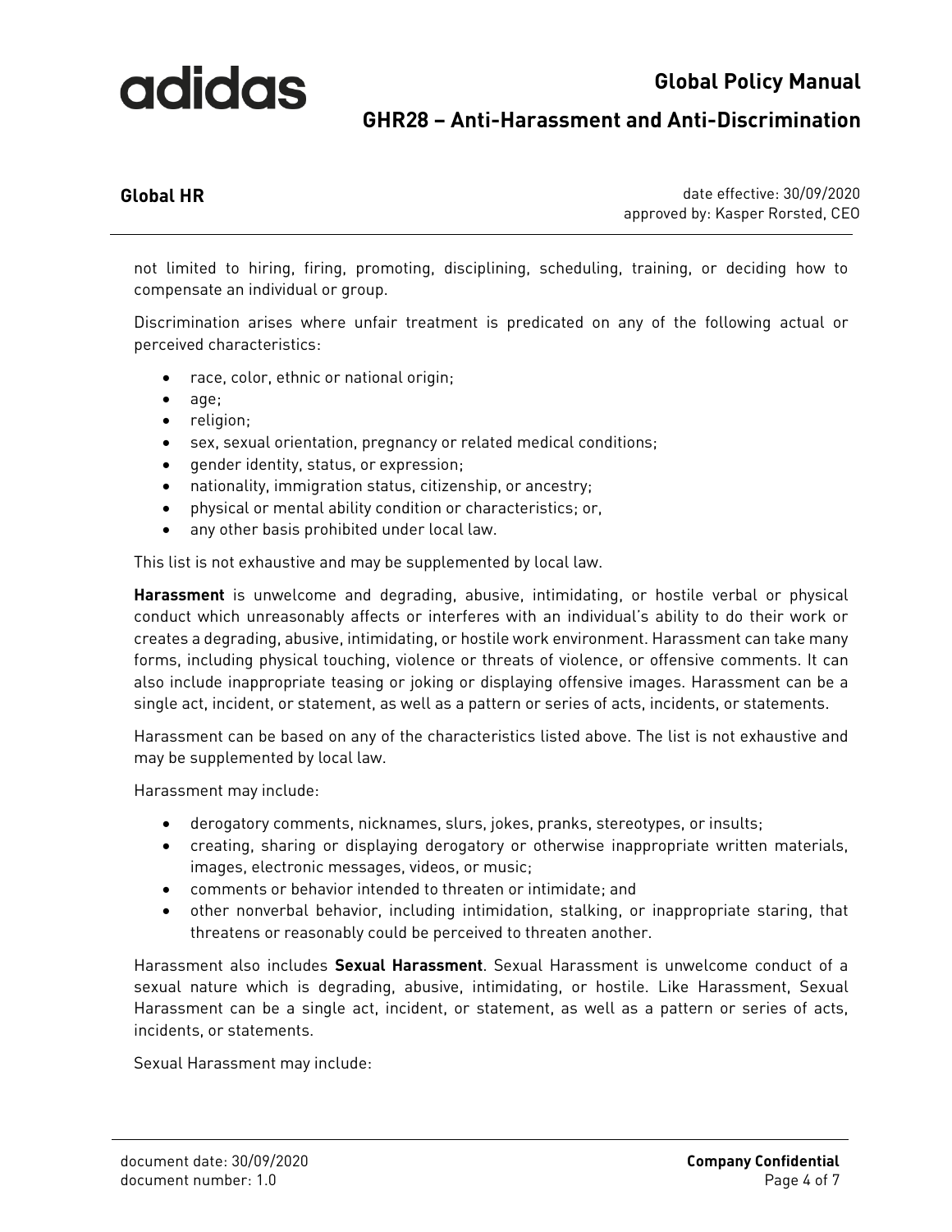not limited to hiring, firing, promoting, disciplining, scheduling, training, or deciding how to compensate an individual or group.

Discrimination arises where unfair treatment is predicated on any of the following actual or perceived characteristics:

- race, color, ethnic or national origin;
- age;
- religion;
- sex, sexual orientation, pregnancy or related medical conditions;
- gender identity, status, or expression;
- nationality, immigration status, citizenship, or ancestry;
- physical or mental ability condition or characteristics; or,
- any other basis prohibited under local law.

This list is not exhaustive and may be supplemented by local law.

**Harassment** is unwelcome and degrading, abusive, intimidating, or hostile verbal or physical conduct which unreasonably affects or interferes with an individual's ability to do their work or creates a degrading, abusive, intimidating, or hostile work environment. Harassment can take many forms, including physical touching, violence or threats of violence, or offensive comments. It can also include inappropriate teasing or joking or displaying offensive images. Harassment can be a single act, incident, or statement, as well as a pattern or series of acts, incidents, or statements.

Harassment can be based on any of the characteristics listed above. The list is not exhaustive and may be supplemented by local law.

Harassment may include:

- derogatory comments, nicknames, slurs, jokes, pranks, stereotypes, or insults;
- creating, sharing or displaying derogatory or otherwise inappropriate written materials, images, electronic messages, videos, or music;
- comments or behavior intended to threaten or intimidate; and
- other nonverbal behavior, including intimidation, stalking, or inappropriate staring, that threatens or reasonably could be perceived to threaten another.

Harassment also includes **Sexual Harassment**. Sexual Harassment is unwelcome conduct of a sexual nature which is degrading, abusive, intimidating, or hostile. Like Harassment, Sexual Harassment can be a single act, incident, or statement, as well as a pattern or series of acts, incidents, or statements.

Sexual Harassment may include: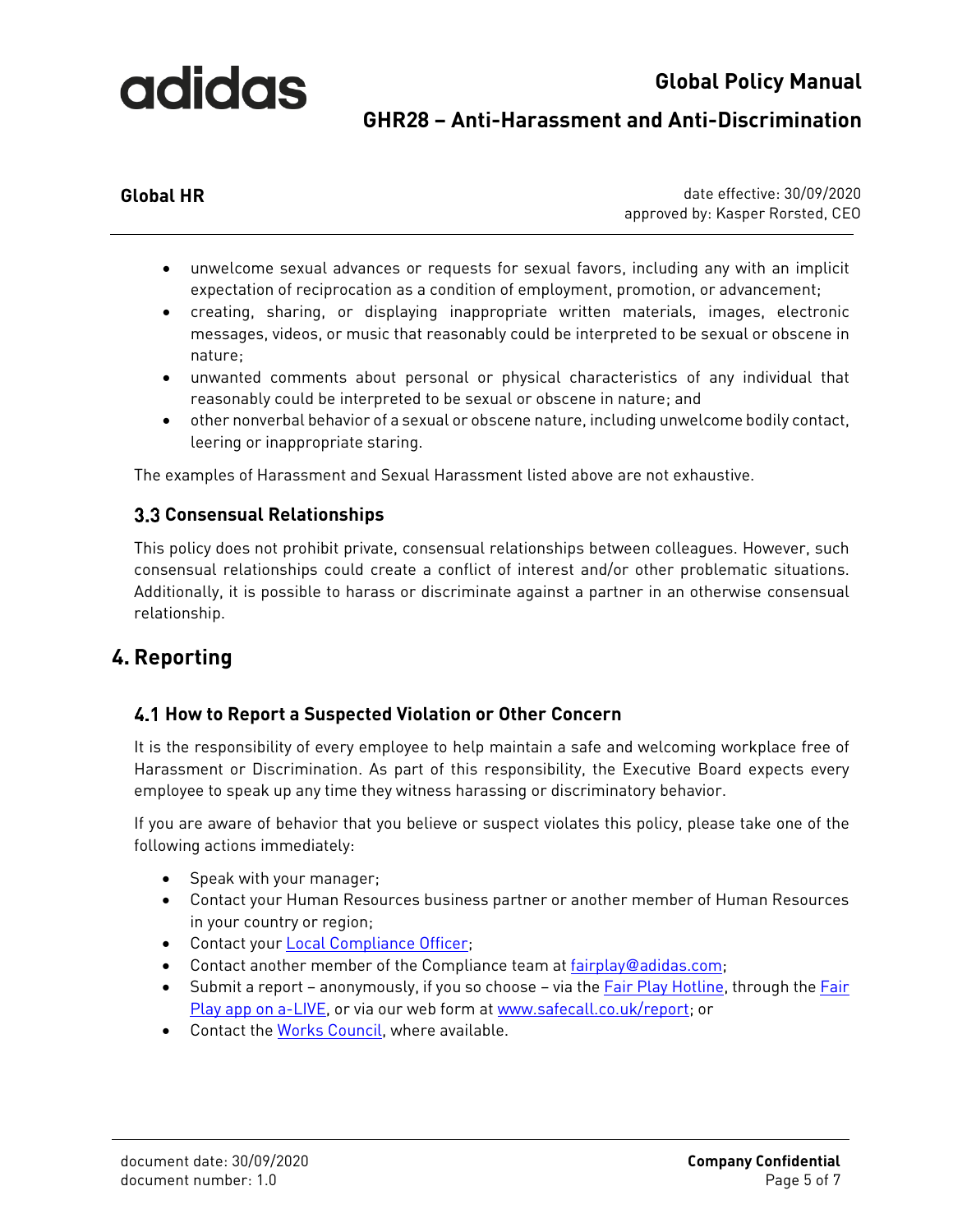- unwelcome sexual advances or requests for sexual favors, including any with an implicit expectation of reciprocation as a condition of employment, promotion, or advancement;
- creating, sharing, or displaying inappropriate written materials, images, electronic messages, videos, or music that reasonably could be interpreted to be sexual or obscene in nature;
- unwanted comments about personal or physical characteristics of any individual that reasonably could be interpreted to be sexual or obscene in nature; and
- other nonverbal behavior of a sexual or obscene nature, including unwelcome bodily contact, leering or inappropriate staring.

The examples of Harassment and Sexual Harassment listed above are not exhaustive.

### 3.3 Consensual Relationships

This policy does not prohibit private, consensual relationships between colleagues. However, such consensual relationships could create a conflict of interest and/or other problematic situations. Additionally, it is possible to harass or discriminate against a partner in an otherwise consensual relationship.

## 4. Reporting

### 4.1 How to Report a Suspected Violation or Other Concern

It is the responsibility of every employee to help maintain a safe and welcoming workplace free of Harassment or Discrimination. As part of this responsibility, the Executive Board expects every employee to speak up any time they witness harassing or discriminatory behavior.

If you are aware of behavior that you believe or suspect violates this policy, please take one of the following actions immediately:

- Speak with your manager;
- Contact your Human Resources business partner or another member of Human Resources in your country or region;
- Contact your Local Compliance Officer;
- Contact another member of the Compliance team at fairplay@adidas.com;
- Submit a report – anonymously, if you so choose – via the Fair Play Hotline, through the Fair Play app on a-LIVE, or via our web form at www.safecall.co.uk/report; or
- Contact the Works Council, where available.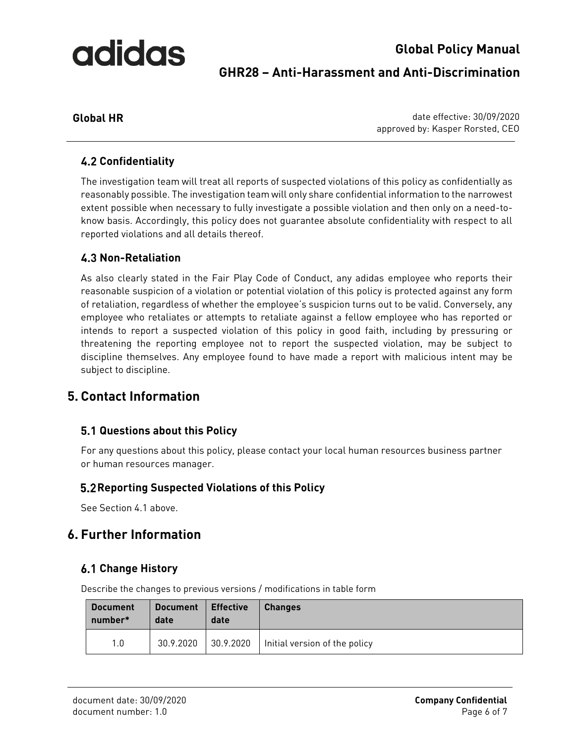### 4.2 Confidentiality

The investigation team will treat all reports of suspected violations of this policy as confidentially as reasonably possible. The investigation team will only share confidential information to the narrowest extent possible when necessary to fully investigate a possible violation and then only on a need-to-know basis. Accordingly, this policy does not guarantee absolute confidentiality with respect to all reported violations and all details thereof.

### 4.3 Non-Retaliation

As also clearly stated in the Fair Play Code of Conduct, any adidas employee who reports their reasonable suspicion of a violation or potential violation of this policy is protected against any form of retaliation, regardless of whether the employee's suspicion turns out to be valid. Conversely, any employee who retaliates or attempts to retaliate against a fellow employee who has reported or intends to report a suspected violation of this policy in good faith, including by pressuring or threatening the reporting employee not to report the suspected violation, may be subject to discipline themselves. Any employee found to have made a report with malicious intent may be subject to discipline.

## 5. Contact Information

### 5.1 Questions about this Policy

For any questions about this policy, please contact your local human resources business partner or human resources manager.

### 5.2 Reporting Suspected Violations of this Policy

See Section 4.1 above.

## 6. Further Information

### 6.1 Change History

Describe the changes to previous versions / modifications in table form

| Document number* | Document date | Effective date | Changes |
|---|---|---|---|
| 1.0 | 30.9.2020 | 30.9.2020 | Initial version of the policy |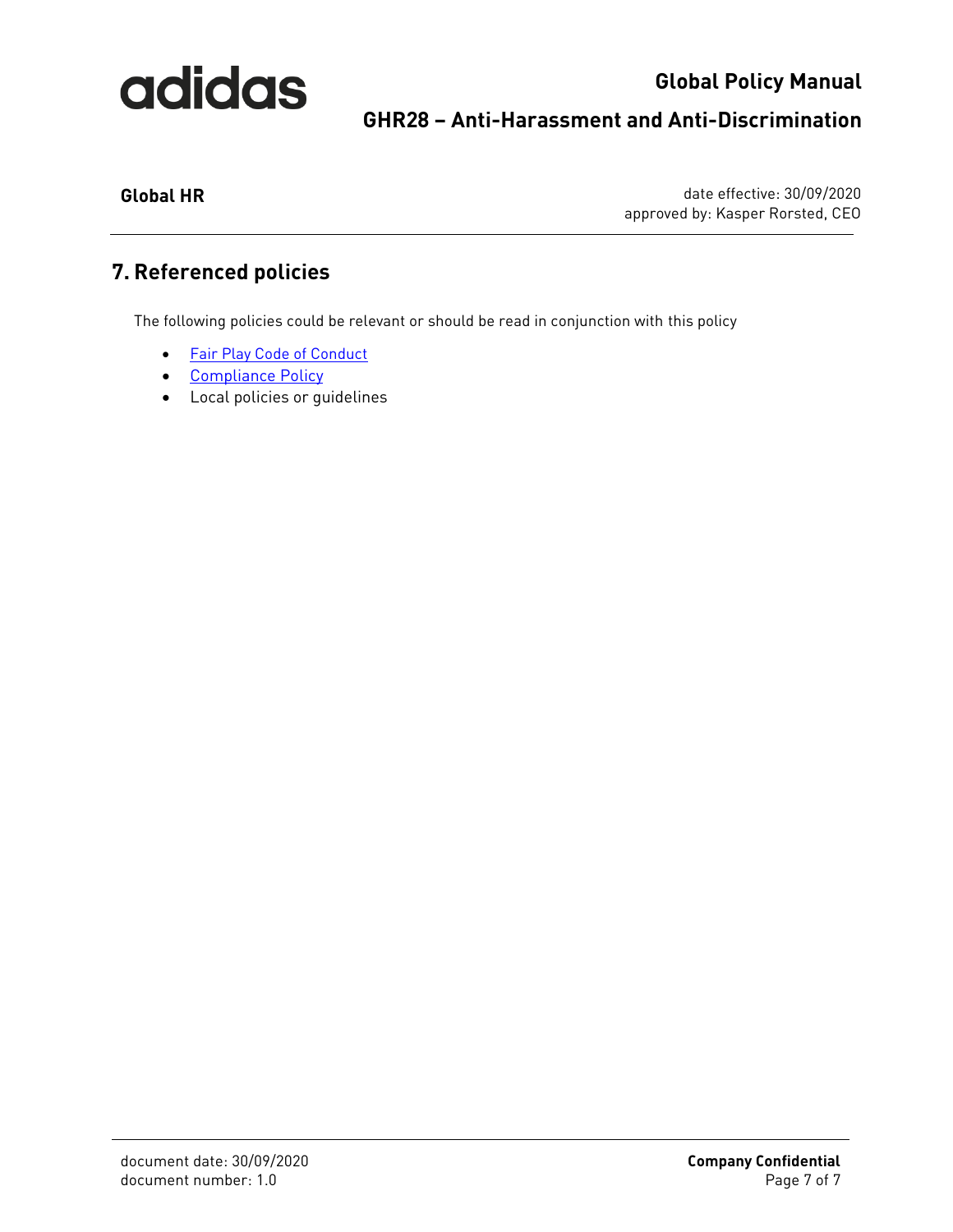## 7. Referenced policies

The following policies could be relevant or should be read in conjunction with this policy

- Fair Play Code of Conduct
- Compliance Policy
- Local policies or guidelines